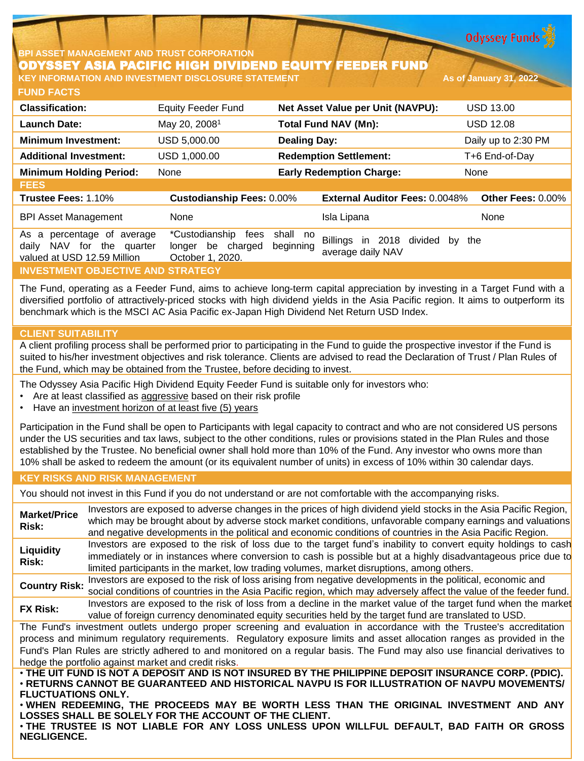BPI ASSET MANAGEMENT AND TRUST CORPORATION

# ODYSSEY ASIA PACIFIC HIGH DIVIDEND EQUITY FEEDER FUND

**KEY INFORMATION AND INVESTMENT DISCLOSURE STATEMENT** — As of January 31, 2022

## FUND FACTS

| Classification: | Equity Feeder Fund | Net Asset Value per Unit (NAVPU): | USD 13.00 |
|---|---|---|---|
| Launch Date: | May 20, 2008[1] | Total Fund NAV (Mn): | USD 12.08 |
| Minimum Investment: | USD 5,000.00 | Dealing Day: | Daily up to 2:30 PM |
| Additional Investment: | USD 1,000.00 | Redemption Settlement: | T+6 End-of-Day |
| Minimum Holding Period: | None | Early Redemption Charge: | None |

## FEES

| Trustee Fees: 1.10% | Custodianship Fees: 0.00% | External Auditor Fees: 0.0048% | Other Fees: 0.00% |
|---|---|---|---|
| BPI Asset Management | None | Isla Lipana | None |
| As a percentage of average daily NAV for the quarter valued at USD 12.59 Million | *Custodianship fees shall no longer be charged beginning October 1, 2020. | Billings in 2018 divided by the average daily NAV | |

## INVESTMENT OBJECTIVE AND STRATEGY

The Fund, operating as a Feeder Fund, aims to achieve long-term capital appreciation by investing in a Target Fund with a diversified portfolio of attractively-priced stocks with high dividend yields in the Asia Pacific region. It aims to outperform its benchmark which is the MSCI AC Asia Pacific ex-Japan High Dividend Net Return USD Index.

## CLIENT SUITABILITY

A client profiling process shall be performed prior to participating in the Fund to guide the prospective investor if the Fund is suited to his/her investment objectives and risk tolerance. Clients are advised to read the Declaration of Trust / Plan Rules of the Fund, which may be obtained from the Trustee, before deciding to invest.

The Odyssey Asia Pacific High Dividend Equity Feeder Fund is suitable only for investors who:

- Are at least classified as aggressive based on their risk profile
- Have an investment horizon of at least five (5) years

Participation in the Fund shall be open to Participants with legal capacity to contract and who are not considered US persons under the US securities and tax laws, subject to the other conditions, rules or provisions stated in the Plan Rules and those established by the Trustee. No beneficial owner shall hold more than 10% of the Fund. Any investor who owns more than 10% shall be asked to redeem the amount (or its equivalent number of units) in excess of 10% within 30 calendar days.

## KEY RISKS AND RISK MANAGEMENT

You should not invest in this Fund if you do not understand or are not comfortable with the accompanying risks.

| | |
|---|---|
| **Market/Price Risk:** | Investors are exposed to adverse changes in the prices of high dividend yield stocks in the Asia Pacific Region, which may be brought about by adverse stock market conditions, unfavorable company earnings and valuations and negative developments in the political and economic conditions of countries in the Asia Pacific Region. |
| **Liquidity Risk:** | Investors are exposed to the risk of loss due to the target fund's inability to convert equity holdings to cash immediately or in instances where conversion to cash is possible but at a highly disadvantageous price due to limited participants in the market, low trading volumes, market disruptions, among others. |
| **Country Risk:** | Investors are exposed to the risk of loss arising from negative developments in the political, economic and social conditions of countries in the Asia Pacific region, which may adversely affect the value of the feeder fund. |
| **FX Risk:** | Investors are exposed to the risk of loss from a decline in the market value of the target fund when the market value of foreign currency denominated equity securities held by the target fund are translated to USD. |

The Fund's investment outlets undergo proper screening and evaluation in accordance with the Trustee's accreditation process and minimum regulatory requirements. Regulatory exposure limits and asset allocation ranges as provided in the Fund's Plan Rules are strictly adhered to and monitored on a regular basis. The Fund may also use financial derivatives to hedge the portfolio against market and credit risks.

- **THE UIT FUND IS NOT A DEPOSIT AND IS NOT INSURED BY THE PHILIPPINE DEPOSIT INSURANCE CORP. (PDIC).**
- **RETURNS CANNOT BE GUARANTEED AND HISTORICAL NAVPU IS FOR ILLUSTRATION OF NAVPU MOVEMENTS/ FLUCTUATIONS ONLY.**
- **WHEN REDEEMING, THE PROCEEDS MAY BE WORTH LESS THAN THE ORIGINAL INVESTMENT AND ANY LOSSES SHALL BE SOLELY FOR THE ACCOUNT OF THE CLIENT.**
- **THE TRUSTEE IS NOT LIABLE FOR ANY LOSS UNLESS UPON WILLFUL DEFAULT, BAD FAITH OR GROSS NEGLIGENCE.**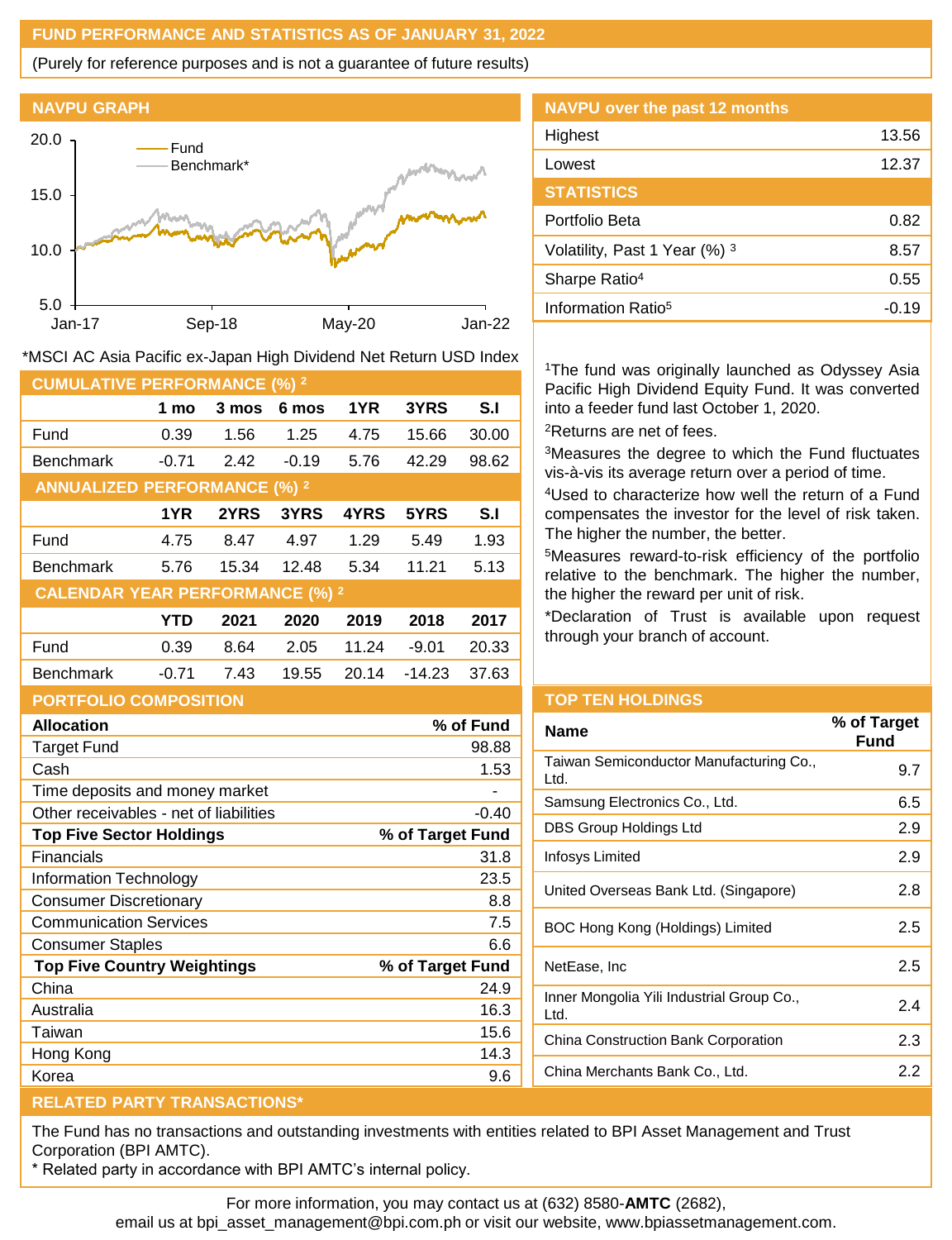## FUND PERFORMANCE AND STATISTICS AS OF JANUARY 31, 2022

(Purely for reference purposes and is not a guarantee of future results)

### NAVPU GRAPH

*MSCI AC Asia Pacific ex-Japan High Dividend Net Return USD Index

### NAVPU over the past 12 months

| | |
|---|---|
| Highest | 13.56 |
| Lowest | 12.37 |

### STATISTICS

| | |
|---|---|
| Portfolio Beta | 0.82 |
| Volatility, Past 1 Year (%) [3] | 8.57 |
| Sharpe Ratio[4] | 0.55 |
| Information Ratio[5] | -0.19 |

### CUMULATIVE PERFORMANCE (%) [2]

| | 1 mo | 3 mos | 6 mos | 1YR | 3YRS | S.I |
|---|---|---|---|---|---|---|
| Fund | 0.39 | 1.56 | 1.25 | 4.75 | 15.66 | 30.00 |
| Benchmark | -0.71 | 2.42 | -0.19 | 5.76 | 42.29 | 98.62 |

### ANNUALIZED PERFORMANCE (%) [2]

| | 1YR | 2YRS | 3YRS | 4YRS | 5YRS | S.I |
|---|---|---|---|---|---|---|
| Fund | 4.75 | 8.47 | 4.97 | 1.29 | 5.49 | 1.93 |
| Benchmark | 5.76 | 15.34 | 12.48 | 5.34 | 11.21 | 5.13 |

### CALENDAR YEAR PERFORMANCE (%) [2]

| | YTD | 2021 | 2020 | 2019 | 2018 | 2017 |
|---|---|---|---|---|---|---|
| Fund | 0.39 | 8.64 | 2.05 | 11.24 | -9.01 | 20.33 |
| Benchmark | -0.71 | 7.43 | 19.55 | 20.14 | -14.23 | 37.63 |

[1]The fund was originally launched as Odyssey Asia Pacific High Dividend Equity Fund. It was converted into a feeder fund last October 1, 2020.

[2]Returns are net of fees.

[3]Measures the degree to which the Fund fluctuates vis-à-vis its average return over a period of time.

[4]Used to characterize how well the return of a Fund compensates the investor for the level of risk taken. The higher the number, the better.

[5]Measures reward-to-risk efficiency of the portfolio relative to the benchmark. The higher the number, the higher the reward per unit of risk.

*Declaration of Trust is available upon request through your branch of account.

### PORTFOLIO COMPOSITION

| **Allocation** | **% of Fund** |
|---|---|
| Target Fund | 98.88 |
| Cash | 1.53 |
| Time deposits and money market | - |
| Other receivables - net of liabilities | -0.40 |
| **Top Five Sector Holdings** | **% of Target Fund** |
| Financials | 31.8 |
| Information Technology | 23.5 |
| Consumer Discretionary | 8.8 |
| Communication Services | 7.5 |
| Consumer Staples | 6.6 |
| **Top Five Country Weightings** | **% of Target Fund** |
| China | 24.9 |
| Australia | 16.3 |
| Taiwan | 15.6 |
| Hong Kong | 14.3 |
| Korea | 9.6 |

### TOP TEN HOLDINGS

| Name | % of Target Fund |
|---|---|
| Taiwan Semiconductor Manufacturing Co., Ltd. | 9.7 |
| Samsung Electronics Co., Ltd. | 6.5 |
| DBS Group Holdings Ltd | 2.9 |
| Infosys Limited | 2.9 |
| United Overseas Bank Ltd. (Singapore) | 2.8 |
| BOC Hong Kong (Holdings) Limited | 2.5 |
| NetEase, Inc | 2.5 |
| Inner Mongolia Yili Industrial Group Co., Ltd. | 2.4 |
| China Construction Bank Corporation | 2.3 |
| China Merchants Bank Co., Ltd. | 2.2 |

### RELATED PARTY TRANSACTIONS*

The Fund has no transactions and outstanding investments with entities related to BPI Asset Management and Trust Corporation (BPI AMTC).

* Related party in accordance with BPI AMTC's internal policy.

For more information, you may contact us at (632) 8580-**AMTC** (2682), email us at bpi_asset_management@bpi.com.ph or visit our website, www.bpiassetmanagement.com.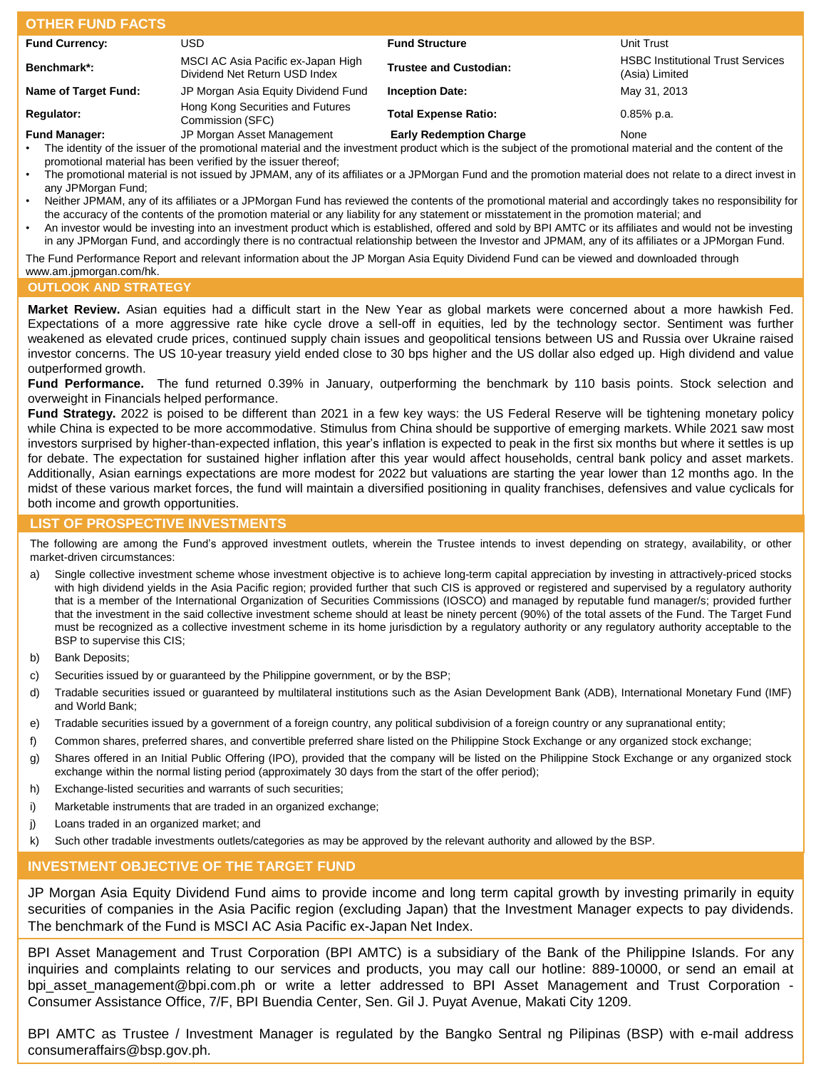## OTHER FUND FACTS

| | | | |
|---|---|---|---|
| **Fund Currency:** | USD | **Fund Structure** | Unit Trust |
| **Benchmark*:** | MSCI AC Asia Pacific ex-Japan High Dividend Net Return USD Index | **Trustee and Custodian:** | HSBC Institutional Trust Services (Asia) Limited |
| **Name of Target Fund:** | JP Morgan Asia Equity Dividend Fund | **Inception Date:** | May 31, 2013 |
| **Regulator:** | Hong Kong Securities and Futures Commission (SFC) | **Total Expense Ratio:** | 0.85% p.a. |
| **Fund Manager:** | JP Morgan Asset Management | **Early Redemption Charge** | None |

- The identity of the issuer of the promotional material and the investment product which is the subject of the promotional material and the content of the promotional material has been verified by the issuer thereof;
- The promotional material is not issued by JPMAM, any of its affiliates or a JPMorgan Fund and the promotion material does not relate to a direct invest in any JPMorgan Fund;
- Neither JPMAM, any of its affiliates or a JPMorgan Fund has reviewed the contents of the promotional material and accordingly takes no responsibility for the accuracy of the contents of the promotion material or any liability for any statement or misstatement in the promotion material; and
- An investor would be investing into an investment product which is established, offered and sold by BPI AMTC or its affiliates and would not be investing in any JPMorgan Fund, and accordingly there is no contractual relationship between the Investor and JPMAM, any of its affiliates or a JPMorgan Fund.

The Fund Performance Report and relevant information about the JP Morgan Asia Equity Dividend Fund can be viewed and downloaded through www.am.jpmorgan.com/hk.

## OUTLOOK AND STRATEGY

**Market Review.** Asian equities had a difficult start in the New Year as global markets were concerned about a more hawkish Fed. Expectations of a more aggressive rate hike cycle drove a sell-off in equities, led by the technology sector. Sentiment was further weakened as elevated crude prices, continued supply chain issues and geopolitical tensions between US and Russia over Ukraine raised investor concerns. The US 10-year treasury yield ended close to 30 bps higher and the US dollar also edged up. High dividend and value outperformed growth.

**Fund Performance.** The fund returned 0.39% in January, outperforming the benchmark by 110 basis points. Stock selection and overweight in Financials helped performance.

**Fund Strategy.** 2022 is poised to be different than 2021 in a few key ways: the US Federal Reserve will be tightening monetary policy while China is expected to be more accommodative. Stimulus from China should be supportive of emerging markets. While 2021 saw most investors surprised by higher-than-expected inflation, this year's inflation is expected to peak in the first six months but where it settles is up for debate. The expectation for sustained higher inflation after this year would affect households, central bank policy and asset markets. Additionally, Asian earnings expectations are more modest for 2022 but valuations are starting the year lower than 12 months ago. In the midst of these various market forces, the fund will maintain a diversified positioning in quality franchises, defensives and value cyclicals for both income and growth opportunities.

## LIST OF PROSPECTIVE INVESTMENTS

The following are among the Fund's approved investment outlets, wherein the Trustee intends to invest depending on strategy, availability, or other market-driven circumstances:

a) Single collective investment scheme whose investment objective is to achieve long-term capital appreciation by investing in attractively-priced stocks with high dividend yields in the Asia Pacific region; provided further that such CIS is approved or registered and supervised by a regulatory authority that is a member of the International Organization of Securities Commissions (IOSCO) and managed by reputable fund manager/s; provided further that the investment in the said collective investment scheme should at least be ninety percent (90%) of the total assets of the Fund. The Target Fund must be recognized as a collective investment scheme in its home jurisdiction by a regulatory authority or any regulatory authority acceptable to the BSP to supervise this CIS;

b) Bank Deposits;

c) Securities issued by or guaranteed by the Philippine government, or by the BSP;

d) Tradable securities issued or guaranteed by multilateral institutions such as the Asian Development Bank (ADB), International Monetary Fund (IMF) and World Bank;

e) Tradable securities issued by a government of a foreign country, any political subdivision of a foreign country or any supranational entity;

f) Common shares, preferred shares, and convertible preferred share listed on the Philippine Stock Exchange or any organized stock exchange;

g) Shares offered in an Initial Public Offering (IPO), provided that the company will be listed on the Philippine Stock Exchange or any organized stock exchange within the normal listing period (approximately 30 days from the start of the offer period);

h) Exchange-listed securities and warrants of such securities;

i) Marketable instruments that are traded in an organized exchange;

j) Loans traded in an organized market; and

k) Such other tradable investments outlets/categories as may be approved by the relevant authority and allowed by the BSP.

## INVESTMENT OBJECTIVE OF THE TARGET FUND

JP Morgan Asia Equity Dividend Fund aims to provide income and long term capital growth by investing primarily in equity securities of companies in the Asia Pacific region (excluding Japan) that the Investment Manager expects to pay dividends. The benchmark of the Fund is MSCI AC Asia Pacific ex-Japan Net Index.

BPI Asset Management and Trust Corporation (BPI AMTC) is a subsidiary of the Bank of the Philippine Islands. For any inquiries and complaints relating to our services and products, you may call our hotline: 889-10000, or send an email at bpi_asset_management@bpi.com.ph or write a letter addressed to BPI Asset Management and Trust Corporation - Consumer Assistance Office, 7/F, BPI Buendia Center, Sen. Gil J. Puyat Avenue, Makati City 1209.

BPI AMTC as Trustee / Investment Manager is regulated by the Bangko Sentral ng Pilipinas (BSP) with e-mail address consumeraffairs@bsp.gov.ph.